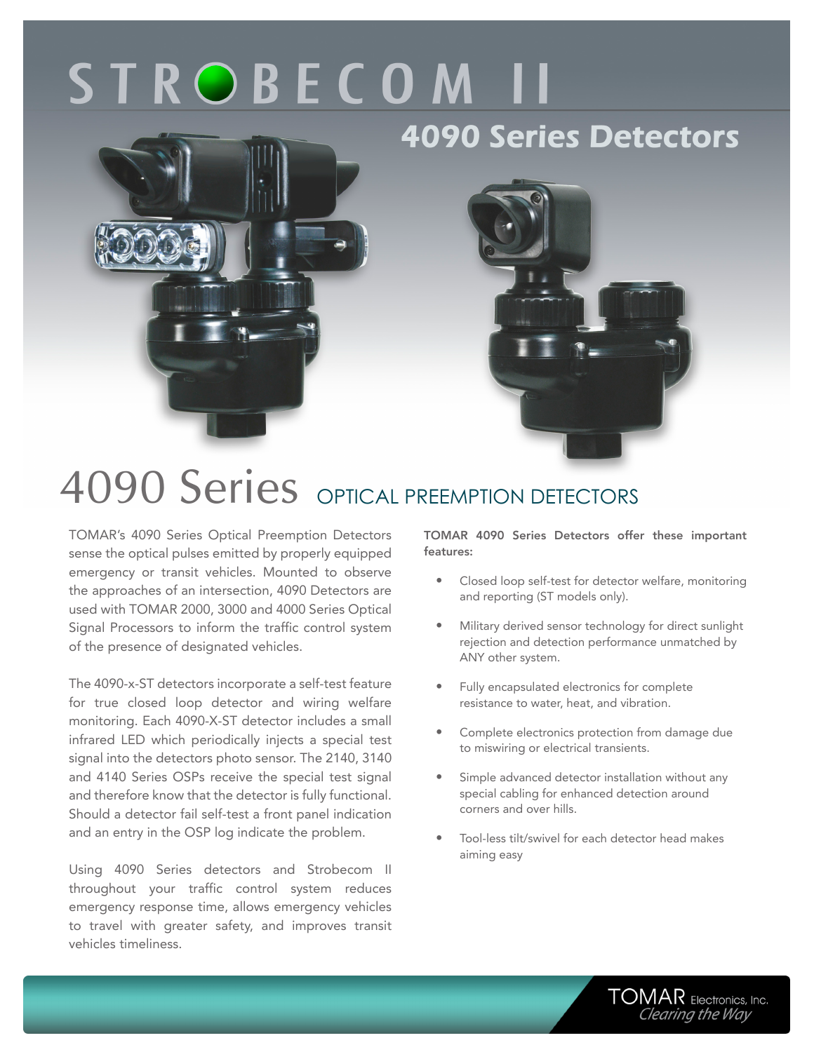# STROBECOM II

## 4090 Series Detectors

# 4090 Series OPTICAL PREEMPTION DETECTORS

TOMAR's 4090 Series Optical Preemption Detectors sense the optical pulses emitted by properly equipped emergency or transit vehicles. Mounted to observe the approaches of an intersection, 4090 Detectors are used with TOMAR 2000, 3000 and 4000 Series Optical Signal Processors to inform the traffic control system of the presence of designated vehicles.

The 4090-x-ST detectors incorporate a self-test feature for true closed loop detector and wiring welfare monitoring. Each 4090-X-ST detector includes a small infrared LED which periodically injects a special test signal into the detectors photo sensor. The 2140, 3140 and 4140 Series OSPs receive the special test signal and therefore know that the detector is fully functional. Should a detector fail self-test a front panel indication and an entry in the OSP log indicate the problem.

Using 4090 Series detectors and Strobecom II throughout your traffic control system reduces emergency response time, allows emergency vehicles to travel with greater safety, and improves transit vehicles timeliness.

**TOMAR 4090 Series Detectors offer these important features:**

- Closed loop self-test for detector welfare, monitoring and reporting (ST models only).
- Military derived sensor technology for direct sunlight rejection and detection performance unmatched by ANY other system.
- Fully encapsulated electronics for complete resistance to water, heat, and vibration.
- Complete electronics protection from damage due to miswiring or electrical transients.
- Simple advanced detector installation without any special cabling for enhanced detection around corners and over hills.
- Tool-less tilt/swivel for each detector head makes aiming easy

TOMAR Electronics, Inc.
*Clearing the Way*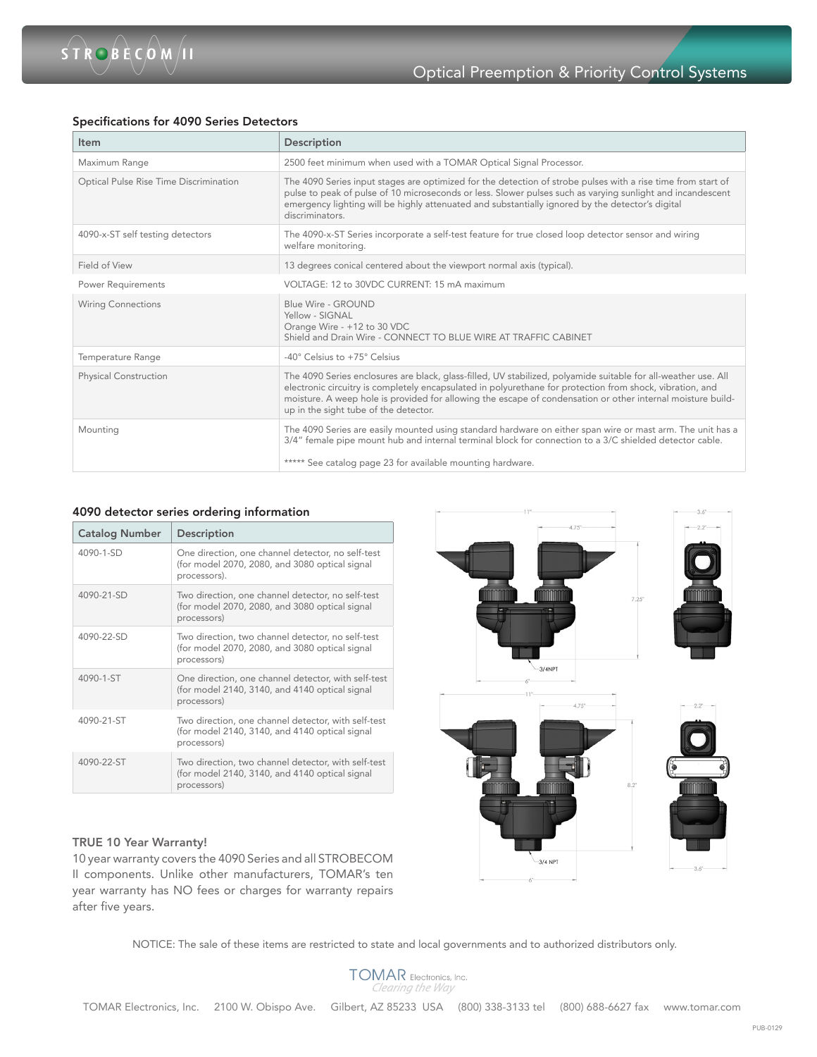## Specifications for 4090 Series Detectors

| Item | Description |
| --- | --- |
| Maximum Range | 2500 feet minimum when used with a TOMAR Optical Signal Processor. |
| Optical Pulse Rise Time Discrimination | The 4090 Series input stages are optimized for the detection of strobe pulses with a rise time from start of pulse to peak of pulse of 10 microseconds or less. Slower pulses such as varying sunlight and incandescent emergency lighting will be highly attenuated and substantially ignored by the detector's digital discriminators. |
| 4090-x-ST self testing detectors | The 4090-x-ST Series incorporate a self-test feature for true closed loop detector sensor and wiring welfare monitoring. |
| Field of View | 13 degrees conical centered about the viewport normal axis (typical). |
| Power Requirements | VOLTAGE: 12 to 30VDC CURRENT: 15 mA maximum |
| Wiring Connections | Blue Wire - GROUND<br>Yellow - SIGNAL<br>Orange Wire - +12 to 30 VDC<br>Shield and Drain Wire - CONNECT TO BLUE WIRE AT TRAFFIC CABINET |
| Temperature Range | -40° Celsius to +75° Celsius |
| Physical Construction | The 4090 Series enclosures are black, glass-filled, UV stabilized, polyamide suitable for all-weather use. All electronic circuitry is completely encapsulated in polyurethane for protection from shock, vibration, and moisture. A weep hole is provided for allowing the escape of condensation or other internal moisture build-up in the sight tube of the detector. |
| Mounting | The 4090 Series are easily mounted using standard hardware on either span wire or mast arm. The unit has a 3/4" female pipe mount hub and internal terminal block for connection to a 3/C shielded detector cable.<br><br>***** See catalog page 23 for available mounting hardware. |

## 4090 detector series ordering information

| Catalog Number | Description |
| --- | --- |
| 4090-1-SD | One direction, one channel detector, no self-test (for model 2070, 2080, and 3080 optical signal processors). |
| 4090-21-SD | Two direction, one channel detector, no self-test (for model 2070, 2080, and 3080 optical signal processors) |
| 4090-22-SD | Two direction, two channel detector, no self-test (for model 2070, 2080, and 3080 optical signal processors) |
| 4090-1-ST | One direction, one channel detector, with self-test (for model 2140, 3140, and 4140 optical signal processors) |
| 4090-21-ST | Two direction, one channel detector, with self-test (for model 2140, 3140, and 4140 optical signal processors) |
| 4090-22-ST | Two direction, two channel detector, with self-test (for model 2140, 3140, and 4140 optical signal processors) |

11"
4.75"
3.6"
2.2"
7.25"
3/4NPT
6"
11"
4.75"
2.2"
8.2"
3/4 NPT
3.6"
6"

### TRUE 10 Year Warranty!

10 year warranty covers the 4090 Series and all STROBECOM II components. Unlike other manufacturers, TOMAR's ten year warranty has NO fees or charges for warranty repairs after five years.

NOTICE: The sale of these items are restricted to state and local governments and to authorized distributors only.

TOMAR Electronics, Inc. *Clearing the Way*

TOMAR Electronics, Inc. 2100 W. Obispo Ave. Gilbert, AZ 85233 USA (800) 338-3133 tel (800) 688-6627 fax www.tomar.com

PUB-0129